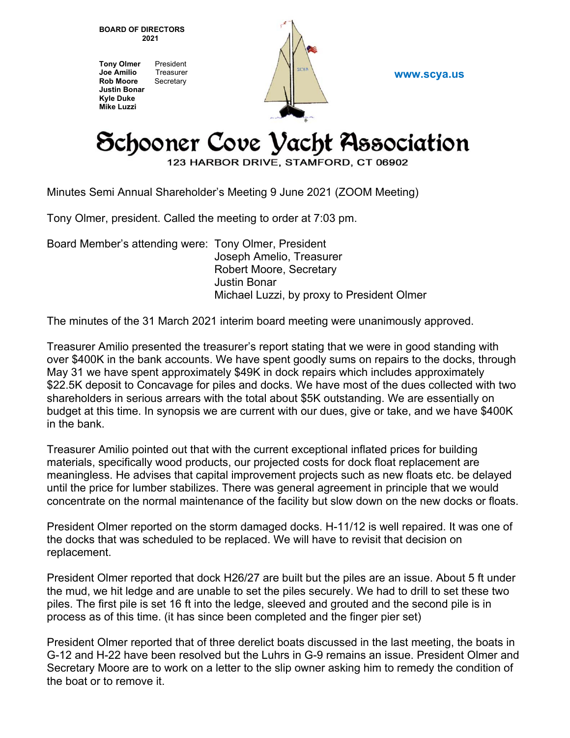**BOARD OF DIRECTORS**
**2021**

**Tony Olmer** President
**Joe Amilio** Treasurer
**Rob Moore** Secretary
**Justin Bonar**
**Kyle Duke**
**Mike Luzzi**

www.scya.us

# Schooner Cove Yacht Association

123 HARBOR DRIVE, STAMFORD, CT 06902

Minutes Semi Annual Shareholder's Meeting 9 June 2021 (ZOOM Meeting)

Tony Olmer, president. Called the meeting to order at 7:03 pm.

Board Member's attending were: Tony Olmer, President
Joseph Amelio, Treasurer
Robert Moore, Secretary
Justin Bonar
Michael Luzzi, by proxy to President Olmer

The minutes of the 31 March 2021 interim board meeting were unanimously approved.

Treasurer Amilio presented the treasurer's report stating that we were in good standing with over $400K in the bank accounts. We have spent goodly sums on repairs to the docks, through May 31 we have spent approximately $49K in dock repairs which includes approximately $22.5K deposit to Concavage for piles and docks. We have most of the dues collected with two shareholders in serious arrears with the total about $5K outstanding. We are essentially on budget at this time. In synopsis we are current with our dues, give or take, and we have $400K in the bank.

Treasurer Amilio pointed out that with the current exceptional inflated prices for building materials, specifically wood products, our projected costs for dock float replacement are meaningless. He advises that capital improvement projects such as new floats etc. be delayed until the price for lumber stabilizes. There was general agreement in principle that we would concentrate on the normal maintenance of the facility but slow down on the new docks or floats.

President Olmer reported on the storm damaged docks. H-11/12 is well repaired. It was one of the docks that was scheduled to be replaced. We will have to revisit that decision on replacement.

President Olmer reported that dock H26/27 are built but the piles are an issue. About 5 ft under the mud, we hit ledge and are unable to set the piles securely. We had to drill to set these two piles. The first pile is set 16 ft into the ledge, sleeved and grouted and the second pile is in process as of this time. (it has since been completed and the finger pier set)

President Olmer reported that of three derelict boats discussed in the last meeting, the boats in G-12 and H-22 have been resolved but the Luhrs in G-9 remains an issue. President Olmer and Secretary Moore are to work on a letter to the slip owner asking him to remedy the condition of the boat or to remove it.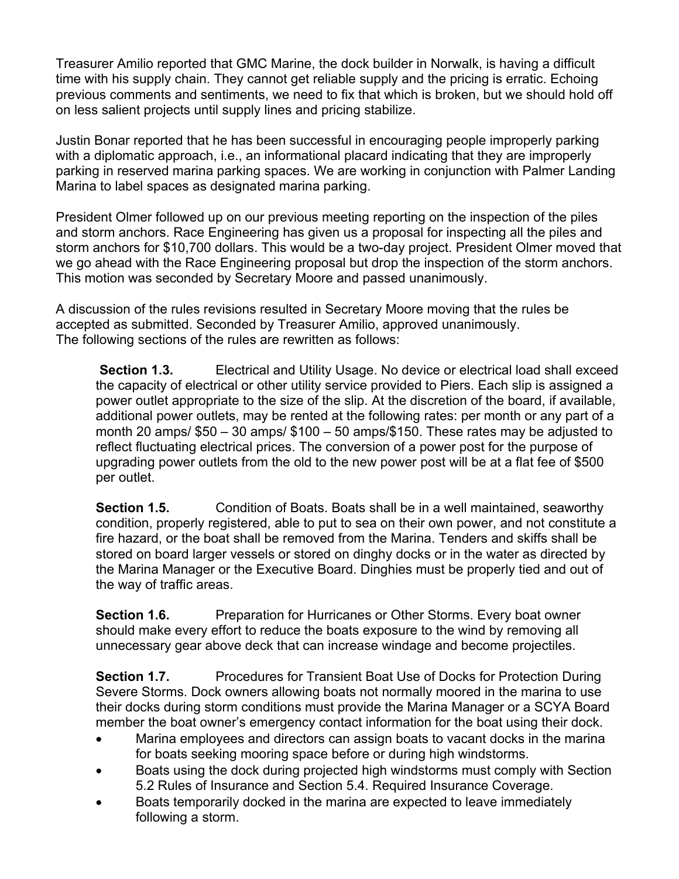Treasurer Amilio reported that GMC Marine, the dock builder in Norwalk, is having a difficult time with his supply chain. They cannot get reliable supply and the pricing is erratic. Echoing previous comments and sentiments, we need to fix that which is broken, but we should hold off on less salient projects until supply lines and pricing stabilize.

Justin Bonar reported that he has been successful in encouraging people improperly parking with a diplomatic approach, i.e., an informational placard indicating that they are improperly parking in reserved marina parking spaces. We are working in conjunction with Palmer Landing Marina to label spaces as designated marina parking.

President Olmer followed up on our previous meeting reporting on the inspection of the piles and storm anchors. Race Engineering has given us a proposal for inspecting all the piles and storm anchors for $10,700 dollars. This would be a two-day project. President Olmer moved that we go ahead with the Race Engineering proposal but drop the inspection of the storm anchors. This motion was seconded by Secretary Moore and passed unanimously.

A discussion of the rules revisions resulted in Secretary Moore moving that the rules be accepted as submitted. Seconded by Treasurer Amilio, approved unanimously.
The following sections of the rules are rewritten as follows:

**Section 1.3.** Electrical and Utility Usage. No device or electrical load shall exceed the capacity of electrical or other utility service provided to Piers. Each slip is assigned a power outlet appropriate to the size of the slip. At the discretion of the board, if available, additional power outlets, may be rented at the following rates: per month or any part of a month 20 amps/ $50 – 30 amps/ $100 – 50 amps/$150. These rates may be adjusted to reflect fluctuating electrical prices. The conversion of a power post for the purpose of upgrading power outlets from the old to the new power post will be at a flat fee of $500 per outlet.

**Section 1.5.** Condition of Boats. Boats shall be in a well maintained, seaworthy condition, properly registered, able to put to sea on their own power, and not constitute a fire hazard, or the boat shall be removed from the Marina. Tenders and skiffs shall be stored on board larger vessels or stored on dinghy docks or in the water as directed by the Marina Manager or the Executive Board. Dinghies must be properly tied and out of the way of traffic areas.

**Section 1.6.** Preparation for Hurricanes or Other Storms. Every boat owner should make every effort to reduce the boats exposure to the wind by removing all unnecessary gear above deck that can increase windage and become projectiles.

**Section 1.7.** Procedures for Transient Boat Use of Docks for Protection During Severe Storms. Dock owners allowing boats not normally moored in the marina to use their docks during storm conditions must provide the Marina Manager or a SCYA Board member the boat owner's emergency contact information for the boat using their dock.

- Marina employees and directors can assign boats to vacant docks in the marina for boats seeking mooring space before or during high windstorms.
- Boats using the dock during projected high windstorms must comply with Section 5.2 Rules of Insurance and Section 5.4. Required Insurance Coverage.
- Boats temporarily docked in the marina are expected to leave immediately following a storm.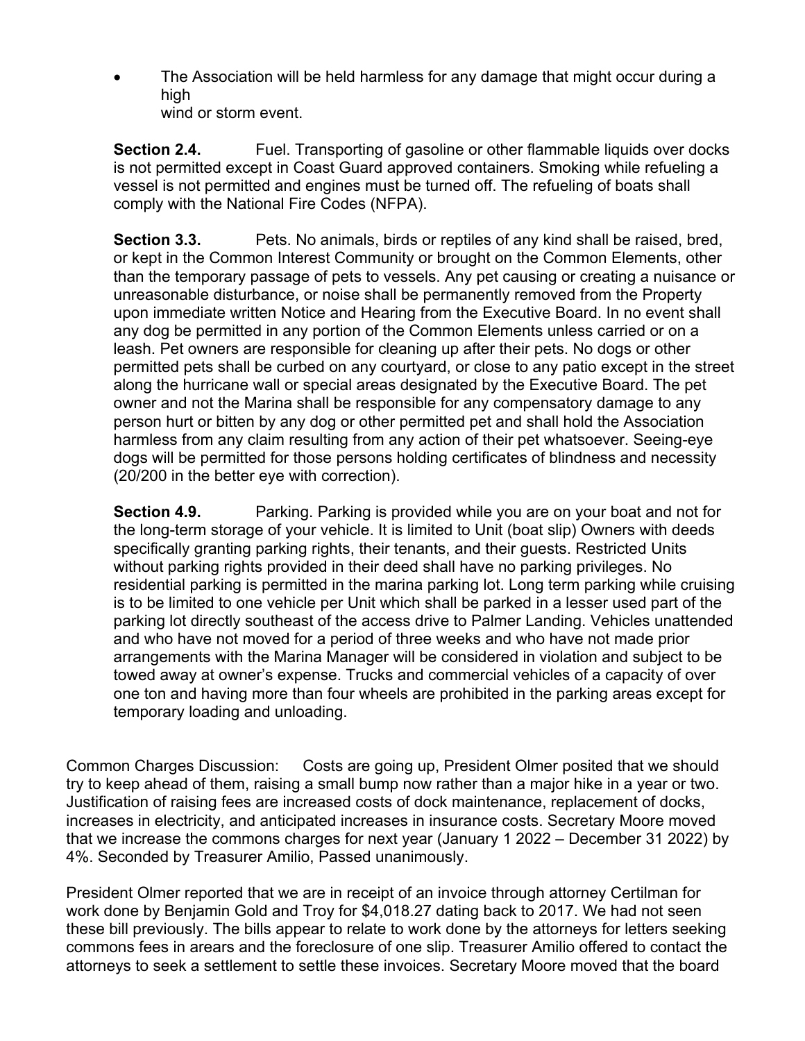- The Association will be held harmless for any damage that might occur during a high
  wind or storm event.

**Section 2.4.** Fuel. Transporting of gasoline or other flammable liquids over docks is not permitted except in Coast Guard approved containers. Smoking while refueling a vessel is not permitted and engines must be turned off. The refueling of boats shall comply with the National Fire Codes (NFPA).

**Section 3.3.** Pets. No animals, birds or reptiles of any kind shall be raised, bred, or kept in the Common Interest Community or brought on the Common Elements, other than the temporary passage of pets to vessels. Any pet causing or creating a nuisance or unreasonable disturbance, or noise shall be permanently removed from the Property upon immediate written Notice and Hearing from the Executive Board. In no event shall any dog be permitted in any portion of the Common Elements unless carried or on a leash. Pet owners are responsible for cleaning up after their pets. No dogs or other permitted pets shall be curbed on any courtyard, or close to any patio except in the street along the hurricane wall or special areas designated by the Executive Board. The pet owner and not the Marina shall be responsible for any compensatory damage to any person hurt or bitten by any dog or other permitted pet and shall hold the Association harmless from any claim resulting from any action of their pet whatsoever. Seeing-eye dogs will be permitted for those persons holding certificates of blindness and necessity (20/200 in the better eye with correction).

**Section 4.9.** Parking. Parking is provided while you are on your boat and not for the long-term storage of your vehicle. It is limited to Unit (boat slip) Owners with deeds specifically granting parking rights, their tenants, and their guests. Restricted Units without parking rights provided in their deed shall have no parking privileges. No residential parking is permitted in the marina parking lot. Long term parking while cruising is to be limited to one vehicle per Unit which shall be parked in a lesser used part of the parking lot directly southeast of the access drive to Palmer Landing. Vehicles unattended and who have not moved for a period of three weeks and who have not made prior arrangements with the Marina Manager will be considered in violation and subject to be towed away at owner's expense. Trucks and commercial vehicles of a capacity of over one ton and having more than four wheels are prohibited in the parking areas except for temporary loading and unloading.

Common Charges Discussion: Costs are going up, President Olmer posited that we should try to keep ahead of them, raising a small bump now rather than a major hike in a year or two. Justification of raising fees are increased costs of dock maintenance, replacement of docks, increases in electricity, and anticipated increases in insurance costs. Secretary Moore moved that we increase the commons charges for next year (January 1 2022 – December 31 2022) by 4%. Seconded by Treasurer Amilio, Passed unanimously.

President Olmer reported that we are in receipt of an invoice through attorney Certilman for work done by Benjamin Gold and Troy for $4,018.27 dating back to 2017. We had not seen these bill previously. The bills appear to relate to work done by the attorneys for letters seeking commons fees in arears and the foreclosure of one slip. Treasurer Amilio offered to contact the attorneys to seek a settlement to settle these invoices. Secretary Moore moved that the board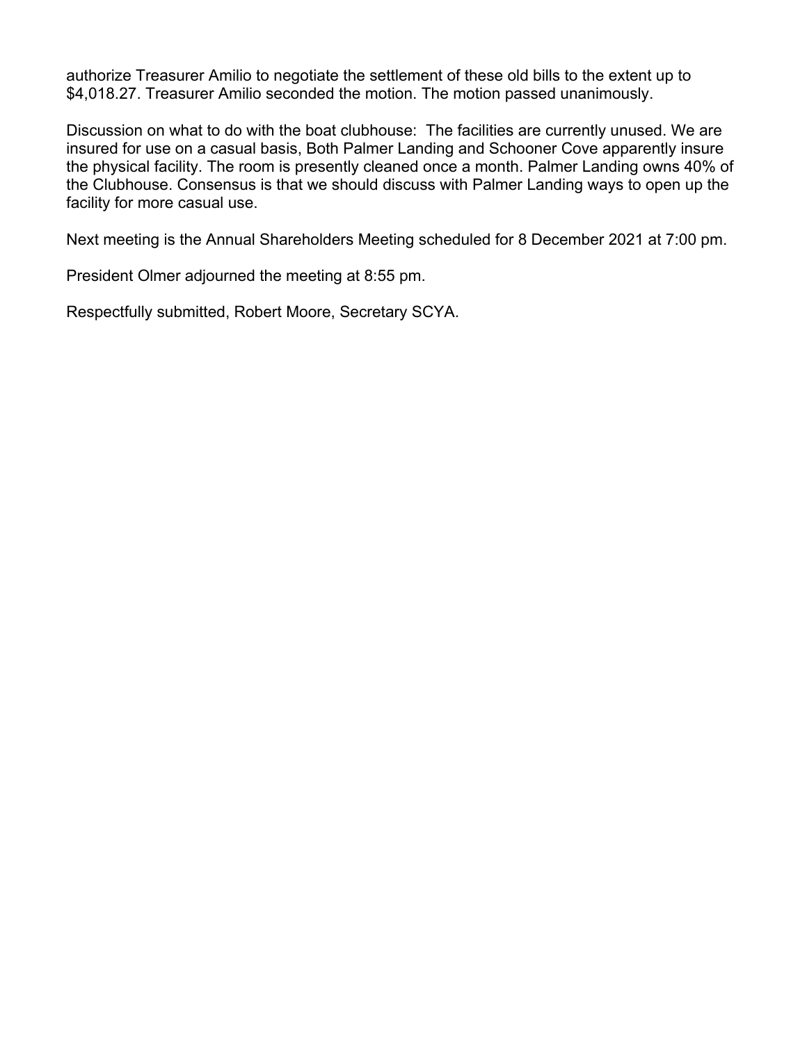authorize Treasurer Amilio to negotiate the settlement of these old bills to the extent up to $4,018.27. Treasurer Amilio seconded the motion. The motion passed unanimously.

Discussion on what to do with the boat clubhouse: The facilities are currently unused. We are insured for use on a casual basis, Both Palmer Landing and Schooner Cove apparently insure the physical facility. The room is presently cleaned once a month. Palmer Landing owns 40% of the Clubhouse. Consensus is that we should discuss with Palmer Landing ways to open up the facility for more casual use.

Next meeting is the Annual Shareholders Meeting scheduled for 8 December 2021 at 7:00 pm.

President Olmer adjourned the meeting at 8:55 pm.

Respectfully submitted, Robert Moore, Secretary SCYA.